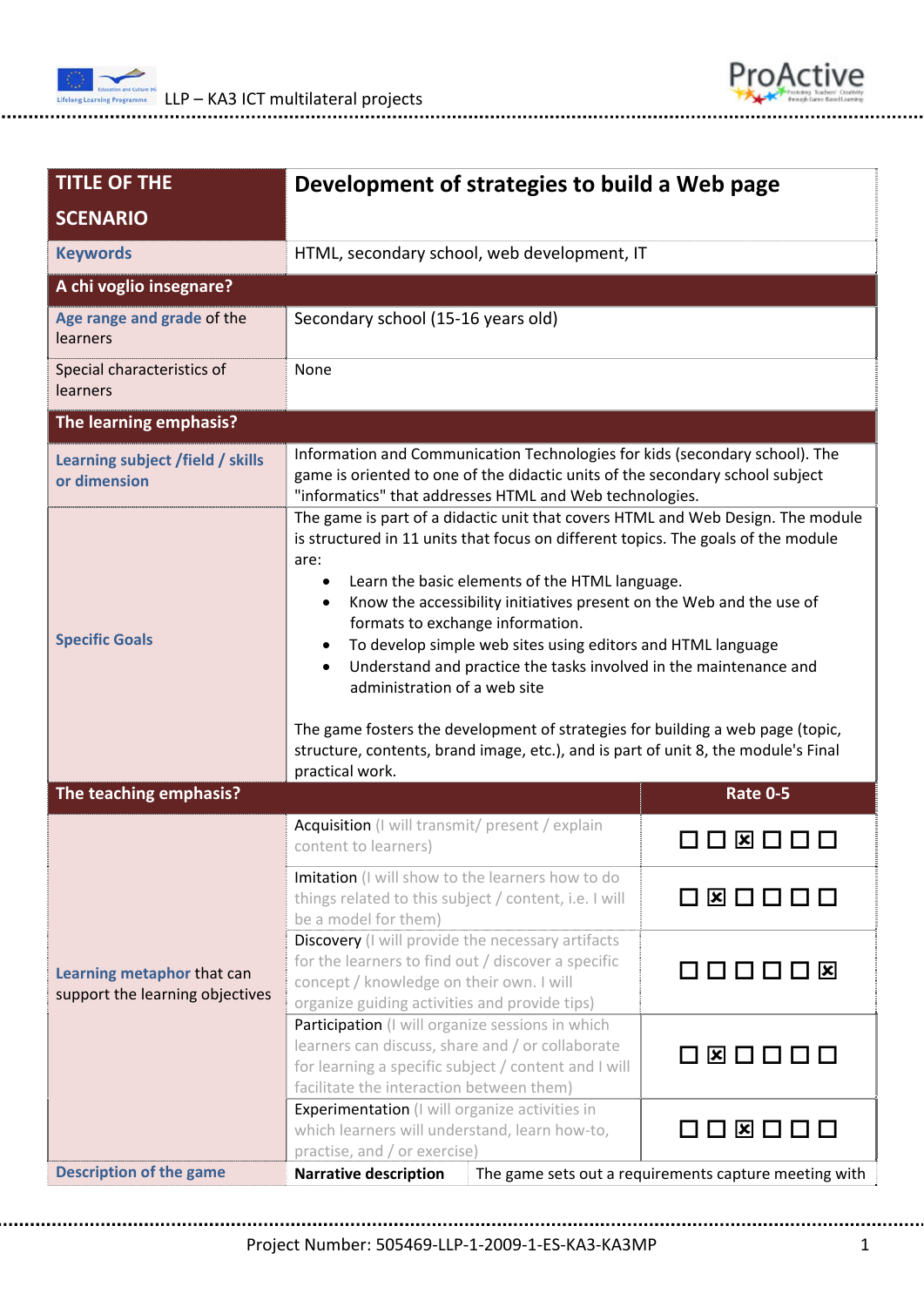| **TITLE OF THE SCENARIO** | **Development of strategies to build a Web page** | | |
|---|---|---|---|
| **Keywords** | HTML, secondary school, web development, IT | | |
| **A chi voglio insegnare?** | | | |
| **Age range and grade** of the learners | Secondary school (15-16 years old) | | |
| Special characteristics of learners | None | | |
| **The learning emphasis?** | | | |
| **Learning subject /field / skills or dimension** | Information and Communication Technologies for kids (secondary school). The game is oriented to one of the didactic units of the secondary school subject "informatics" that addresses HTML and Web technologies. | | |
| **Specific Goals** | The game is part of a didactic unit that covers HTML and Web Design. The module is structured in 11 units that focus on different topics. The goals of the module are:<br>• Learn the basic elements of the HTML language.<br>• Know the accessibility initiatives present on the Web and the use of formats to exchange information.<br>• To develop simple web sites using editors and HTML language<br>• Understand and practice the tasks involved in the maintenance and administration of a web site<br><br>The game fosters the development of strategies for building a web page (topic, structure, contents, brand image, etc.), and is part of unit 8, the module's Final practical work. | | |
| **The teaching emphasis?** | | | **Rate 0-5** |
| **Learning metaphor** that can support the learning objectives | Acquisition (I will transmit/ present / explain content to learners) | | ☐ ☐ ☒ ☐ ☐ ☐ |
| | Imitation (I will show to the learners how to do things related to this subject / content, i.e. I will be a model for them) | | ☐ ☒ ☐ ☐ ☐ ☐ |
| | Discovery (I will provide the necessary artifacts for the learners to find out / discover a specific concept / knowledge on their own. I will organize guiding activities and provide tips) | | ☐ ☐ ☐ ☐ ☐ ☒ |
| | Participation (I will organize sessions in which learners can discuss, share and / or collaborate for learning a specific subject / content and I will facilitate the interaction between them) | | ☐ ☒ ☐ ☐ ☐ ☐ |
| | Experimentation (I will organize activities in which learners will understand, learn how-to, practise, and / or exercise) | | ☐ ☐ ☒ ☐ ☐ ☐ |
| **Description of the game** | **Narrative description** | The game sets out a requirements capture meeting with | |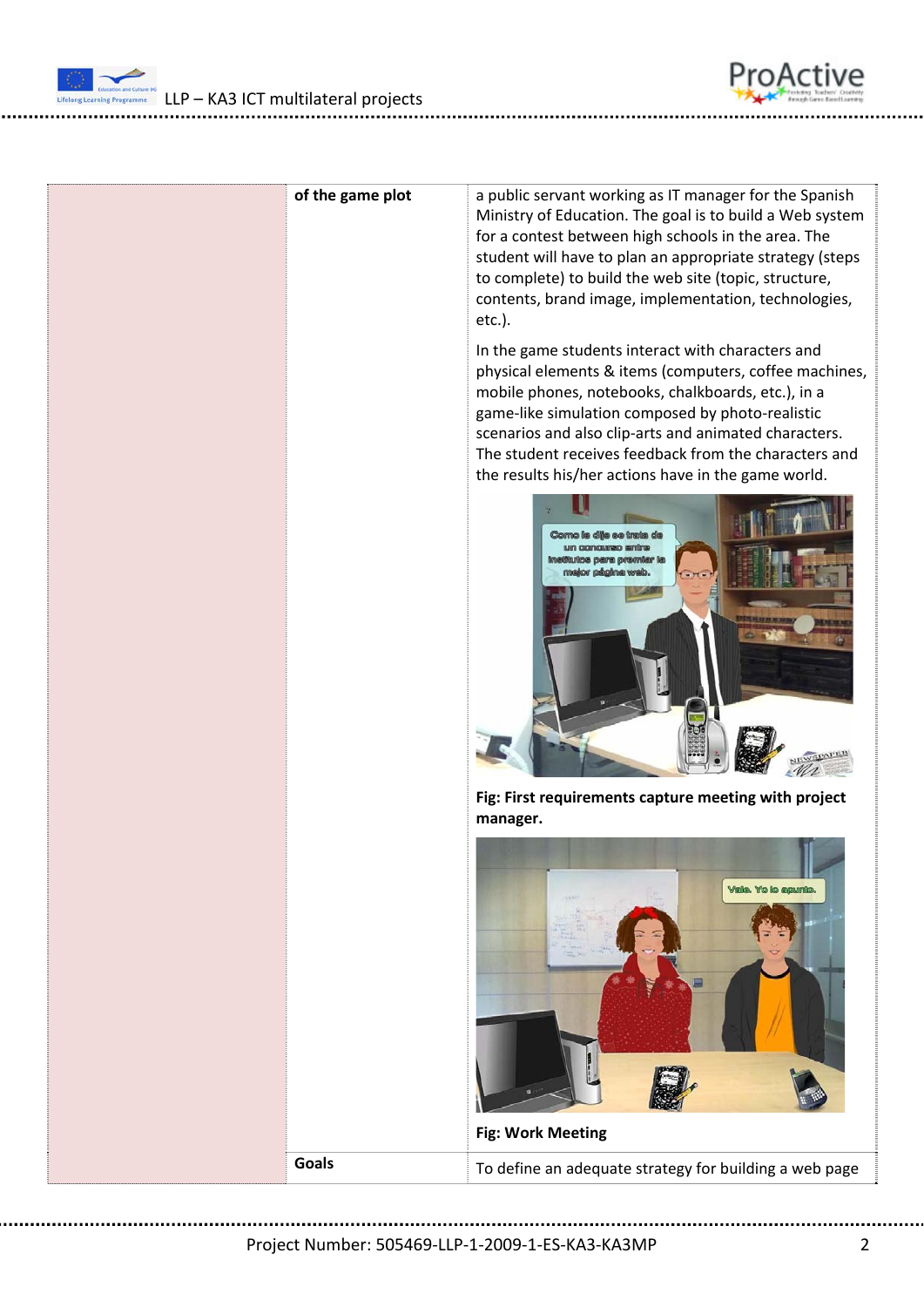|  | of the game plot | a public servant working as IT manager for the Spanish Ministry of Education. The goal is to build a Web system for a contest between high schools in the area. The student will have to plan an appropriate strategy (steps to complete) to build the web site (topic, structure, contents, brand image, implementation, technologies, etc.).<br><br>In the game students interact with characters and physical elements & items (computers, coffee machines, mobile phones, notebooks, chalkboards, etc.), in a game-like simulation composed by photo-realistic scenarios and also clip-arts and animated characters. The student receives feedback from the characters and the results his/her actions have in the game world.<br><br>**Fig: First requirements capture meeting with project manager.**<br><br>**Fig: Work Meeting** |
| --- | --- | --- |
|  | **Goals** | To define an adequate strategy for building a web page |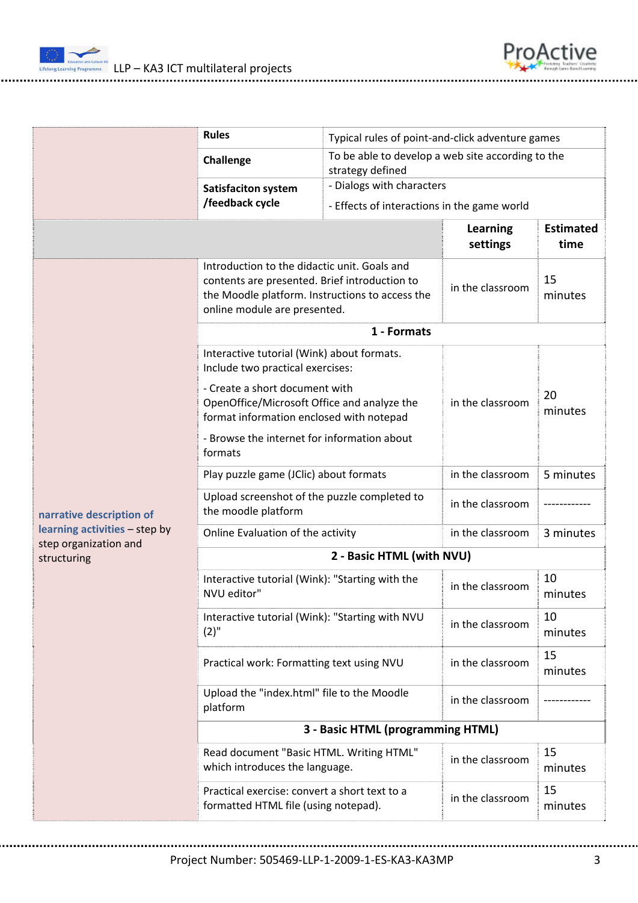| | | | |
|---|---|---|---|
| | **Rules** | Typical rules of point-and-click adventure games | |
| | **Challenge** | To be able to develop a web site according to the strategy defined | |
| | **Satisfaciton system /feedback cycle** | - Dialogs with characters<br>- Effects of interactions in the game world | |
| | | **Learning settings** | **Estimated time** |
| **narrative description of learning activities** – step by step organization and structuring | Introduction to the didactic unit. Goals and contents are presented. Brief introduction to the Moodle platform. Instructions to access the online module are presented. | in the classroom | 15 minutes |
| | **1 - Formats** | | |
| | Interactive tutorial (Wink) about formats. Include two practical exercises:<br>- Create a short document with OpenOffice/Microsoft Office and analyze the format information enclosed with notepad<br>- Browse the internet for information about formats | in the classroom | 20 minutes |
| | Play puzzle game (JClic) about formats | in the classroom | 5 minutes |
| | Upload screenshot of the puzzle completed to the moodle platform | in the classroom | ------------ |
| | Online Evaluation of the activity | in the classroom | 3 minutes |
| | **2 - Basic HTML (with NVU)** | | |
| | Interactive tutorial (Wink): "Starting with the NVU editor" | in the classroom | 10 minutes |
| | Interactive tutorial (Wink): "Starting with NVU (2)" | in the classroom | 10 minutes |
| | Practical work: Formatting text using NVU | in the classroom | 15 minutes |
| | Upload the "index.html" file to the Moodle platform | in the classroom | ------------ |
| | **3 - Basic HTML (programming HTML)** | | |
| | Read document "Basic HTML. Writing HTML" which introduces the language. | in the classroom | 15 minutes |
| | Practical exercise: convert a short text to a formatted HTML file (using notepad). | in the classroom | 15 minutes |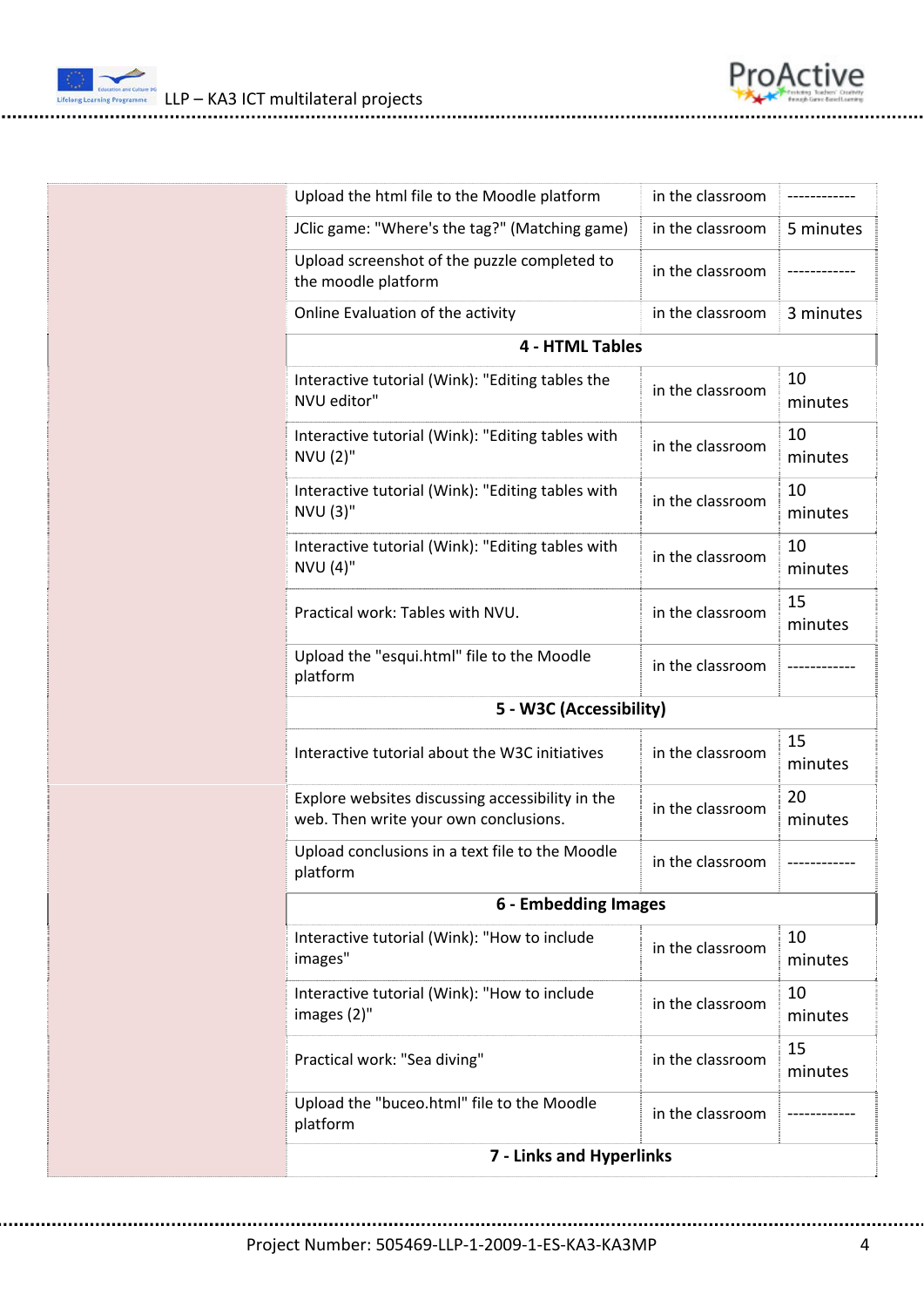| | | | |
|---|---|---|---|
| | Upload the html file to the Moodle platform | in the classroom | ------------ |
| | JClic game: "Where's the tag?" (Matching game) | in the classroom | 5 minutes |
| | Upload screenshot of the puzzle completed to the moodle platform | in the classroom | ------------ |
| | Online Evaluation of the activity | in the classroom | 3 minutes |
| | **4 - HTML Tables** | | |
| | Interactive tutorial (Wink): "Editing tables the NVU editor" | in the classroom | 10 minutes |
| | Interactive tutorial (Wink): "Editing tables with NVU (2)" | in the classroom | 10 minutes |
| | Interactive tutorial (Wink): "Editing tables with NVU (3)" | in the classroom | 10 minutes |
| | Interactive tutorial (Wink): "Editing tables with NVU (4)" | in the classroom | 10 minutes |
| | Practical work: Tables with NVU. | in the classroom | 15 minutes |
| | Upload the "esqui.html" file to the Moodle platform | in the classroom | ------------ |
| | **5 - W3C (Accessibility)** | | |
| | Interactive tutorial about the W3C initiatives | in the classroom | 15 minutes |
| | Explore websites discussing accessibility in the web. Then write your own conclusions. | in the classroom | 20 minutes |
| | Upload conclusions in a text file to the Moodle platform | in the classroom | ------------ |
| | **6 - Embedding Images** | | |
| | Interactive tutorial (Wink): "How to include images" | in the classroom | 10 minutes |
| | Interactive tutorial (Wink): "How to include images (2)" | in the classroom | 10 minutes |
| | Practical work: "Sea diving" | in the classroom | 15 minutes |
| | Upload the "buceo.html" file to the Moodle platform | in the classroom | ------------ |
| | **7 - Links and Hyperlinks** | | |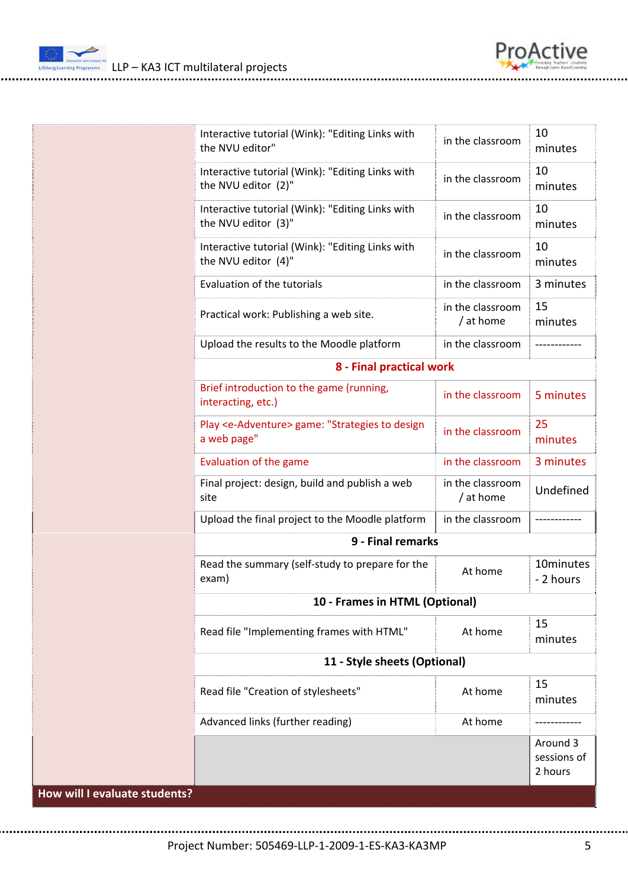| | Activity | Place | Time |
|---|---|---|---|
| | Interactive tutorial (Wink): "Editing Links with the NVU editor" | in the classroom | 10 minutes |
| | Interactive tutorial (Wink): "Editing Links with the NVU editor (2)" | in the classroom | 10 minutes |
| | Interactive tutorial (Wink): "Editing Links with the NVU editor (3)" | in the classroom | 10 minutes |
| | Interactive tutorial (Wink): "Editing Links with the NVU editor (4)" | in the classroom | 10 minutes |
| | Evaluation of the tutorials | in the classroom | 3 minutes |
| | Practical work: Publishing a web site. | in the classroom / at home | 15 minutes |
| | Upload the results to the Moodle platform | in the classroom | ------------ |
| | **8 - Final practical work** | | |
| | Brief introduction to the game (running, interacting, etc.) | in the classroom | 5 minutes |
| | Play <e-Adventure> game: "Strategies to design a web page" | in the classroom | 25 minutes |
| | Evaluation of the game | in the classroom | 3 minutes |
| | Final project: design, build and publish a web site | in the classroom / at home | Undefined |
| | Upload the final project to the Moodle platform | in the classroom | ------------ |
| | **9 - Final remarks** | | |
| | Read the summary (self-study to prepare for the exam) | At home | 10minutes - 2 hours |
| | **10 - Frames in HTML (Optional)** | | |
| | Read file "Implementing frames with HTML" | At home | 15 minutes |
| | **11 - Style sheets (Optional)** | | |
| | Read file "Creation of stylesheets" | At home | 15 minutes |
| | Advanced links (further reading) | At home | ------------ |
| | | | Around 3 sessions of 2 hours |

**How will I evaluate students?**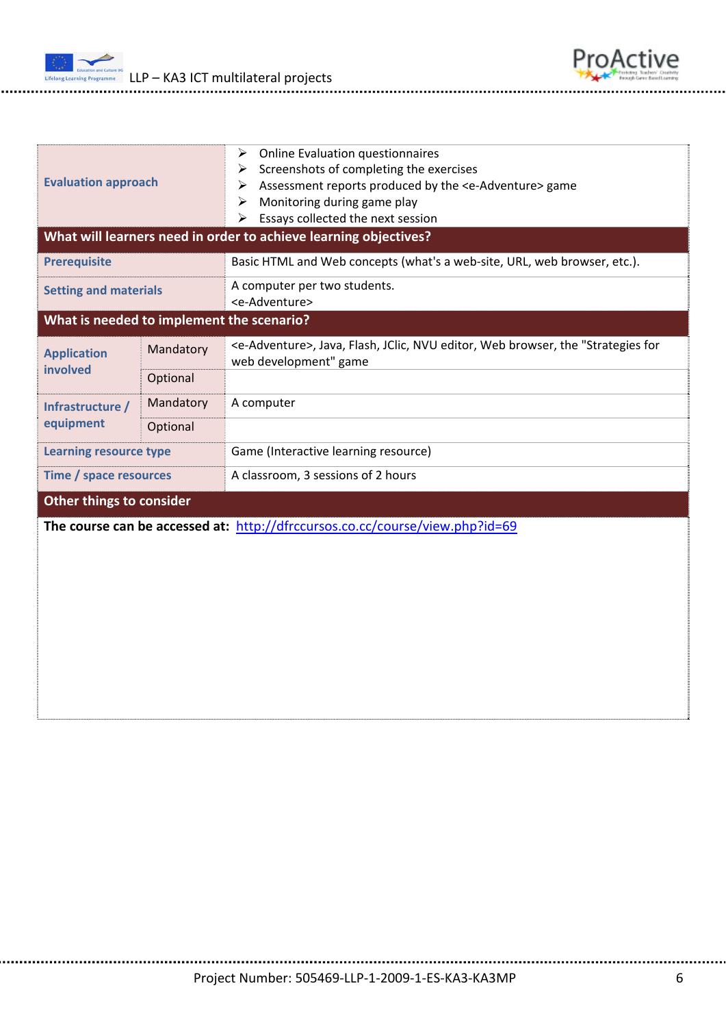| | | |
|---|---|---|
| **Evaluation approach** | | - Online Evaluation questionnaires<br>- Screenshots of completing the exercises<br>- Assessment reports produced by the <e-Adventure> game<br>- Monitoring during game play<br>- Essays collected the next session |
| **What will learners need in order to achieve learning objectives?** | | |
| **Prerequisite** | | Basic HTML and Web concepts (what's a web-site, URL, web browser, etc.). |
| **Setting and materials** | | A computer per two students.<br><e-Adventure> |
| **What is needed to implement the scenario?** | | |
| **Application involved** | Mandatory | <e-Adventure>, Java, Flash, JClic, NVU editor, Web browser, the "Strategies for web development" game |
| | Optional | |
| **Infrastructure / equipment** | Mandatory | A computer |
| | Optional | |
| **Learning resource type** | | Game (Interactive learning resource) |
| **Time / space resources** | | A classroom, 3 sessions of 2 hours |
| **Other things to consider** | | |
| **The course can be accessed at:** http://dfrccursos.co.cc/course/view.php?id=69 | | |